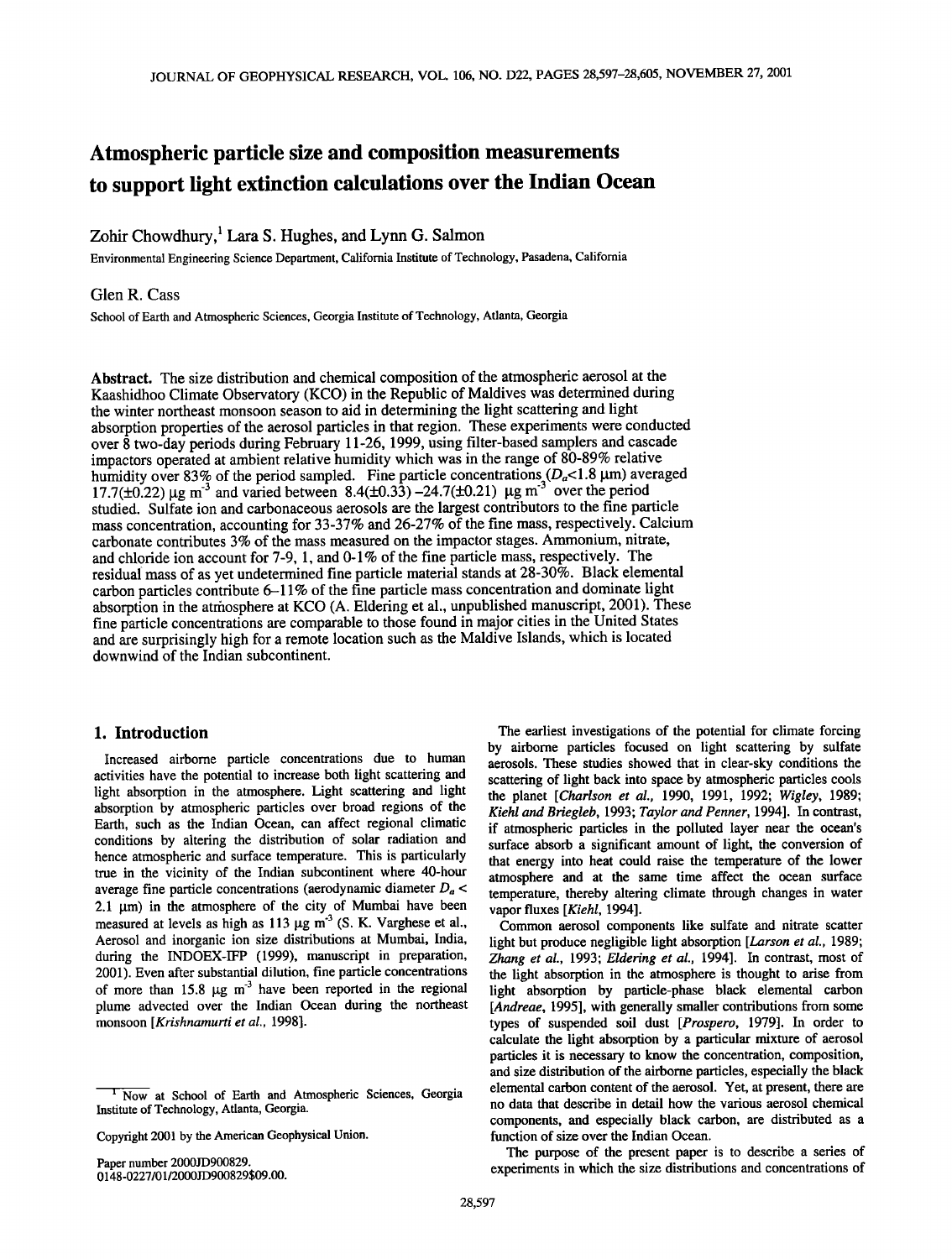# Atmospheric particle size and composition measurements to support light extinction calculations over the Indian Ocean

Zohir Chowdhury,[1] Lara S. Hughes, and Lynn G. Salmon

Environmental Engineering Science Department, California Institute of Technology, Pasadena, California

Glen R. Cass

School of Earth and Atmospheric Sciences, Georgia Institute of Technology, Atlanta, Georgia

**Abstract.** The size distribution and chemical composition of the atmospheric aerosol at the Kaashidhoo Climate Observatory (KCO) in the Republic of Maldives was determined during the winter northeast monsoon season to aid in determining the light scattering and light absorption properties of the aerosol particles in that region. These experiments were conducted over 8 two-day periods during February 11-26, 1999, using filter-based samplers and cascade impactors operated at ambient relative humidity which was in the range of 80-89% relative humidity over 83% of the period sampled. Fine particle concentrations ($D_a$<1.8 μm) averaged 17.7(±0.22) μg m$^{-3}$ and varied between 8.4(±0.33) –24.7(±0.21) μg m$^{-3}$ over the period studied. Sulfate ion and carbonaceous aerosols are the largest contributors to the fine particle mass concentration, accounting for 33-37% and 26-27% of the fine mass, respectively. Calcium carbonate contributes 3% of the mass measured on the impactor stages. Ammonium, nitrate, and chloride ion account for 7-9, 1, and 0-1% of the fine particle mass, respectively. The residual mass of as yet undetermined fine particle material stands at 28-30%. Black elemental carbon particles contribute 6–11% of the fine particle mass concentration and dominate light absorption in the atmosphere at KCO (A. Eldering et al., unpublished manuscript, 2001). These fine particle concentrations are comparable to those found in major cities in the United States and are surprisingly high for a remote location such as the Maldive Islands, which is located downwind of the Indian subcontinent.

## 1. Introduction

Increased airborne particle concentrations due to human activities have the potential to increase both light scattering and light absorption in the atmosphere. Light scattering and light absorption by atmospheric particles over broad regions of the Earth, such as the Indian Ocean, can affect regional climatic conditions by altering the distribution of solar radiation and hence atmospheric and surface temperature. This is particularly true in the vicinity of the Indian subcontinent where 40-hour average fine particle concentrations (aerodynamic diameter $D_a$ < 2.1 μm) in the atmosphere of the city of Mumbai have been measured at levels as high as 113 μg m$^{-3}$ (S. K. Varghese et al., Aerosol and inorganic ion size distributions at Mumbai, India, during the INDOEX-IFP (1999), manuscript in preparation, 2001). Even after substantial dilution, fine particle concentrations of more than 15.8 μg m$^{-3}$ have been reported in the regional plume advected over the Indian Ocean during the northeast monsoon [*Krishnamurti et al.*, 1998].

The earliest investigations of the potential for climate forcing by airborne particles focused on light scattering by sulfate aerosols. These studies showed that in clear-sky conditions the scattering of light back into space by atmospheric particles cools the planet [*Charlson et al.*, 1990, 1991, 1992; *Wigley*, 1989; *Kiehl and Briegleb*, 1993; *Taylor and Penner*, 1994]. In contrast, if atmospheric particles in the polluted layer near the ocean's surface absorb a significant amount of light, the conversion of that energy into heat could raise the temperature of the lower atmosphere and at the same time affect the ocean surface temperature, thereby altering climate through changes in water vapor fluxes [*Kiehl*, 1994].

Common aerosol components like sulfate and nitrate scatter light but produce negligible light absorption [*Larson et al.*, 1989; *Zhang et al.*, 1993; *Eldering et al.*, 1994]. In contrast, most of the light absorption in the atmosphere is thought to arise from light absorption by particle-phase black elemental carbon [*Andreae*, 1995], with generally smaller contributions from some types of suspended soil dust [*Prospero*, 1979]. In order to calculate the light absorption by a particular mixture of aerosol particles it is necessary to know the concentration, composition, and size distribution of the airborne particles, especially the black elemental carbon content of the aerosol. Yet, at present, there are no data that describe in detail how the various aerosol chemical components, and especially black carbon, are distributed as a function of size over the Indian Ocean.

The purpose of the present paper is to describe a series of experiments in which the size distributions and concentrations of

[1] Now at School of Earth and Atmospheric Sciences, Georgia Institute of Technology, Atlanta, Georgia.

Copyright 2001 by the American Geophysical Union.

Paper number 2000JD900829.
0148-0227/01/2000JD900829$09.00.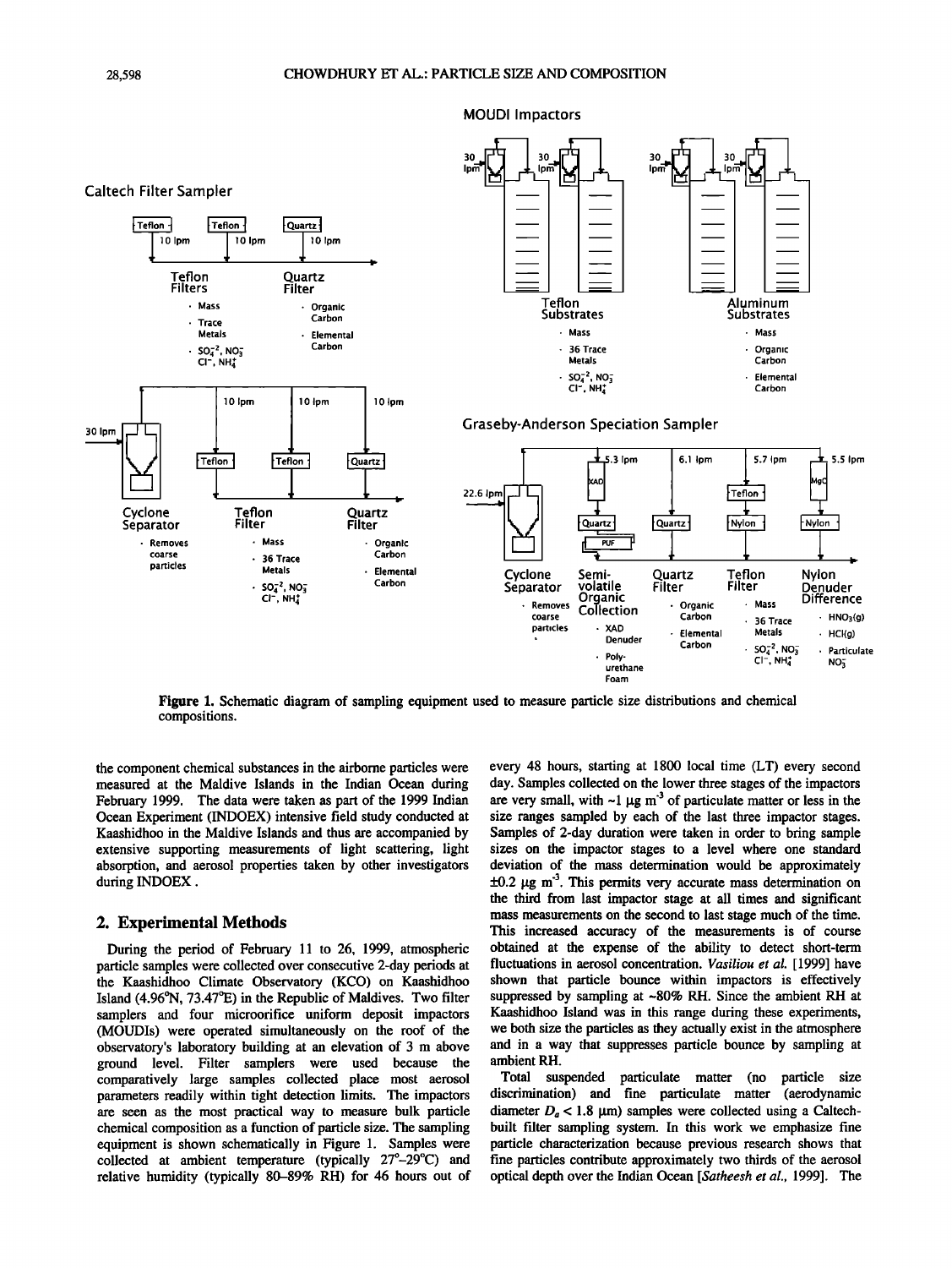**Figure 1.** Schematic diagram of sampling equipment used to measure particle size distributions and chemical compositions.

the component chemical substances in the airborne particles were measured at the Maldive Islands in the Indian Ocean during February 1999. The data were taken as part of the 1999 Indian Ocean Experiment (INDOEX) intensive field study conducted at Kaashidhoo in the Maldive Islands and thus are accompanied by extensive supporting measurements of light scattering, light absorption, and aerosol properties taken by other investigators during INDOEX.

## 2. Experimental Methods

During the period of February 11 to 26, 1999, atmospheric particle samples were collected over consecutive 2-day periods at the Kaashidhoo Climate Observatory (KCO) on Kaashidhoo Island (4.96°N, 73.47°E) in the Republic of Maldives. Two filter samplers and four microorifice uniform deposit impactors (MOUDIs) were operated simultaneously on the roof of the observatory's laboratory building at an elevation of 3 m above ground level. Filter samplers were used because the comparatively large samples collected place most aerosol parameters readily within tight detection limits. The impactors are seen as the most practical way to measure bulk particle chemical composition as a function of particle size. The sampling equipment is shown schematically in Figure 1. Samples were collected at ambient temperature (typically 27°–29°C) and relative humidity (typically 80–89% RH) for 46 hours out of every 48 hours, starting at 1800 local time (LT) every second day. Samples collected on the lower three stages of the impactors are very small, with ~1 μg $m^{-3}$ of particulate matter or less in the size ranges sampled by each of the last three impactor stages. Samples of 2-day duration were taken in order to bring sample sizes on the impactor stages to a level where one standard deviation of the mass determination would be approximately ±0.2 μg $m^{-3}$. This permits very accurate mass determination on the third from last impactor stage at all times and significant mass measurements on the second to last stage much of the time. This increased accuracy of the measurements is of course obtained at the expense of the ability to detect short-term fluctuations in aerosol concentration. *Vasiliou et al.* [1999] have shown that particle bounce within impactors is effectively suppressed by sampling at ~80% RH. Since the ambient RH at Kaashidhoo Island was in this range during these experiments, we both size the particles as they actually exist in the atmosphere and in a way that suppresses particle bounce by sampling at ambient RH.

Total suspended particulate matter (no particle size discrimination) and fine particulate matter (aerodynamic diameter $D_a$ < 1.8 μm) samples were collected using a Caltech-built filter sampling system. In this work we emphasize fine particle characterization because previous research shows that fine particles contribute approximately two thirds of the aerosol optical depth over the Indian Ocean [*Satheesh et al.*, 1999]. The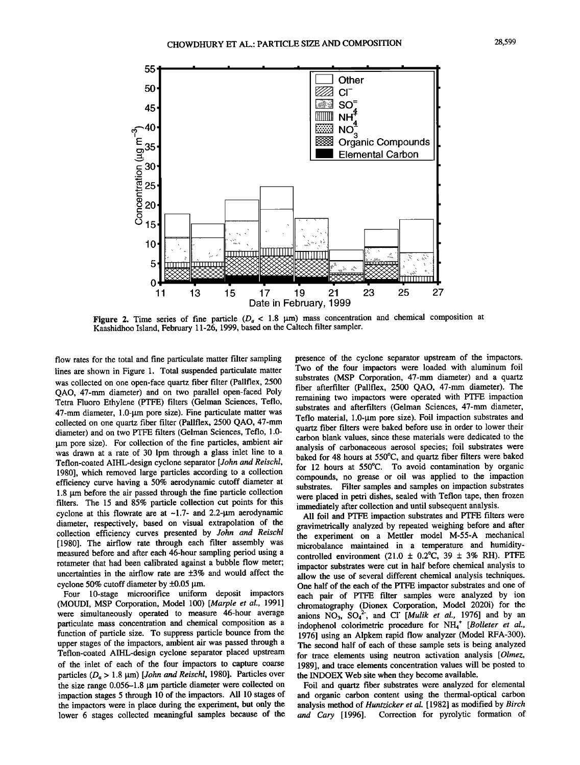**Figure 2.** Time series of fine particle ($D_a$ < 1.8 µm) mass concentration and chemical composition at Kaashidhoo Island, February 11-26, 1999, based on the Caltech filter sampler.

flow rates for the total and fine particulate matter filter sampling lines are shown in Figure 1. Total suspended particulate matter was collected on one open-face quartz fiber filter (Pallflex, 2500 QAO, 47-mm diameter) and on two parallel open-faced Poly Tetra Fluoro Ethylene (PTFE) filters (Gelman Sciences, Teflo, 47-mm diameter, 1.0-µm pore size). Fine particulate matter was collected on one quartz fiber filter (Pallflex, 2500 QAO, 47-mm diameter) and on two PTFE filters (Gelman Sciences, Teflo, 1.0-µm pore size). For collection of the fine particles, ambient air was drawn at a rate of 30 lpm through a glass inlet line to a Teflon-coated AIHL-design cyclone separator [*John and Reischl*, 1980], which removed large particles according to a collection efficiency curve having a 50% aerodynamic cutoff diameter at 1.8 µm before the air passed through the fine particle collection filters. The 15 and 85% particle collection cut points for this cyclone at this flowrate are at ~1.7- and 2.2-µm aerodynamic diameter, respectively, based on visual extrapolation of the collection efficiency curves presented by *John and Reischl* [1980]. The airflow rate through each filter assembly was measured before and after each 46-hour sampling period using a rotameter that had been calibrated against a bubble flow meter; uncertainties in the airflow rate are ±3% and would affect the cyclone 50% cutoff diameter by ±0.05 µm.

Four 10-stage microorifice uniform deposit impactors (MOUDI, MSP Corporation, Model 100) [*Marple et al.*, 1991] were simultaneously operated to measure 46-hour average particulate mass concentration and chemical composition as a function of particle size. To suppress particle bounce from the upper stages of the impactors, ambient air was passed through a Teflon-coated AIHL-design cyclone separator placed upstream of the inlet of each of the four impactors to capture coarse particles ($D_a$ > 1.8 µm) [*John and Reischl*, 1980]. Particles over the size range 0.056–1.8 µm particle diameter were collected on impaction stages 5 through 10 of the impactors. All 10 stages of the impactors were in place during the experiment, but only the lower 6 stages collected meaningful samples because of the presence of the cyclone separator upstream of the impactors. Two of the four impactors were loaded with aluminum foil substrates (MSP Corporation, 47-mm diameter) and a quartz fiber afterfilter (Pallflex, 2500 QAO, 47-mm diameter). The remaining two impactors were operated with PTFE impaction substrates and afterfilters (Gelman Sciences, 47-mm diameter, Teflo material, 1.0-µm pore size). Foil impaction substrates and quartz fiber filters were baked before use in order to lower their carbon blank values, since these materials were dedicated to the analysis of carbonaceous aerosol species; foil substrates were baked for 48 hours at 550°C, and quartz fiber filters were baked for 12 hours at 550°C. To avoid contamination by organic compounds, no grease or oil was applied to the impaction substrates. Filter samples and samples on impaction substrates were placed in petri dishes, sealed with Teflon tape, then frozen immediately after collection and until subsequent analysis.

All foil and PTFE impaction substrates and PTFE filters were gravimetrically analyzed by repeated weighing before and after the experiment on a Mettler model M-55-A mechanical microbalance maintained in a temperature and humidity-controlled environment (21.0 ± 0.2°C, 39 ± 3% RH). PTFE impactor substrates were cut in half before chemical analysis to allow the use of several different chemical analysis techniques. One half of the each of the PTFE impactor substrates and one of each pair of PTFE filter samples were analyzed by ion chromatography (Dionex Corporation, Model 2020i) for the anions $NO_3$, $SO_4^{2-}$, and $Cl^-$ [*Mulik et al.*, 1976] and by an indophenol colorimetric procedure for $NH_4^+$ [*Bolleter et al.*, 1976] using an Alpkem rapid flow analyzer (Model RFA-300). The second half of each of these sample sets is being analyzed for trace elements using neutron activation analysis [*Olmez*, 1989], and trace elements concentration values will be posted to the INDOEX Web site when they become available.

Foil and quartz fiber substrates were analyzed for elemental and organic carbon content using the thermal-optical carbon analysis method of *Huntzicker et al.* [1982] as modified by *Birch and Cary* [1996]. Correction for pyrolytic formation of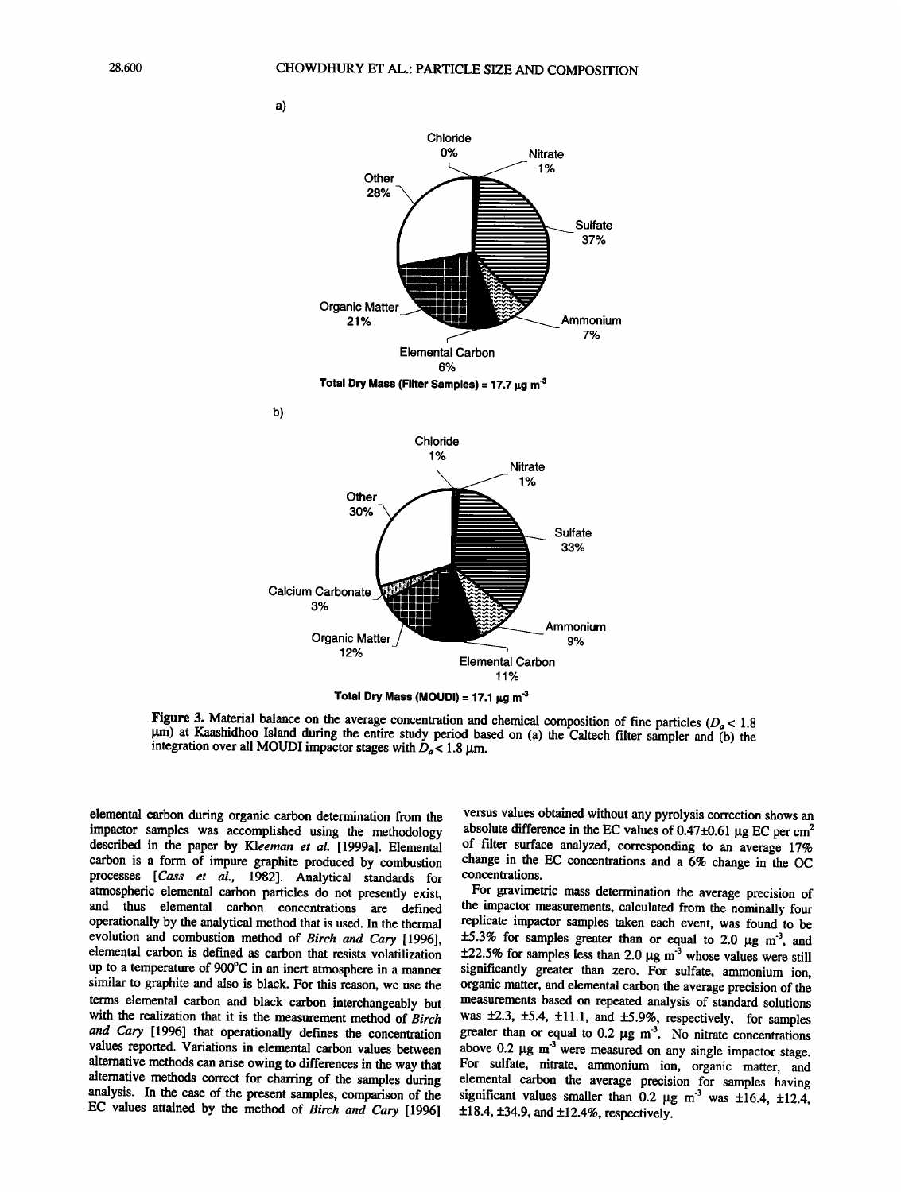a)

Chloride 0%

Nitrate 1%

Other 28%

Sulfate 37%

Organic Matter 21%

Ammonium 7%

Elemental Carbon 6%

**Total Dry Mass (Filter Samples) = 17.7 μg m$^{-3}$**

b)

Chloride 1%

Nitrate 1%

Other 30%

Sulfate 33%

Calcium Carbonate 3%

Organic Matter 12%

Ammonium 9%

Elemental Carbon 11%

**Total Dry Mass (MOUDI) = 17.1 μg m$^{-3}$**

**Figure 3.** Material balance on the average concentration and chemical composition of fine particles ($D_a$ < 1.8 μm) at Kaashidhoo Island during the entire study period based on (a) the Caltech filter sampler and (b) the integration over all MOUDI impactor stages with $D_a$ < 1.8 μm.

elemental carbon during organic carbon determination from the impactor samples was accomplished using the methodology described in the paper by *Kleeman et al.* [1999a]. Elemental carbon is a form of impure graphite produced by combustion processes [*Cass et al.*, 1982]. Analytical standards for atmospheric elemental carbon particles do not presently exist, and thus elemental carbon concentrations are defined operationally by the analytical method that is used. In the thermal evolution and combustion method of *Birch and Cary* [1996], elemental carbon is defined as carbon that resists volatilization up to a temperature of 900°C in an inert atmosphere in a manner similar to graphite and also is black. For this reason, we use the terms elemental carbon and black carbon interchangeably but with the realization that it is the measurement method of *Birch and Cary* [1996] that operationally defines the concentration values reported. Variations in elemental carbon values between alternative methods can arise owing to differences in the way that alternative methods correct for charring of the samples during analysis. In the case of the present samples, comparison of the EC values attained by the method of *Birch and Cary* [1996] versus values obtained without any pyrolysis correction shows an absolute difference in the EC values of 0.47±0.61 μg EC per cm$^2$ of filter surface analyzed, corresponding to an average 17% change in the EC concentrations and a 6% change in the OC concentrations.

For gravimetric mass determination the average precision of the impactor measurements, calculated from the nominally four replicate impactor samples taken each event, was found to be ±5.3% for samples greater than or equal to 2.0 μg m$^{-3}$, and ±22.5% for samples less than 2.0 μg m$^{-3}$ whose values were still significantly greater than zero. For sulfate, ammonium ion, organic matter, and elemental carbon the average precision of the measurements based on repeated analysis of standard solutions was ±2.3, ±5.4, ±11.1, and ±5.9%, respectively, for samples greater than or equal to 0.2 μg m$^{-3}$. No nitrate concentrations above 0.2 μg m$^{-3}$ were measured on any single impactor stage. For sulfate, nitrate, ammonium ion, organic matter, and elemental carbon the average precision for samples having significant values smaller than 0.2 μg m$^{-3}$ was ±16.4, ±12.4, ±18.4, ±34.9, and ±12.4%, respectively.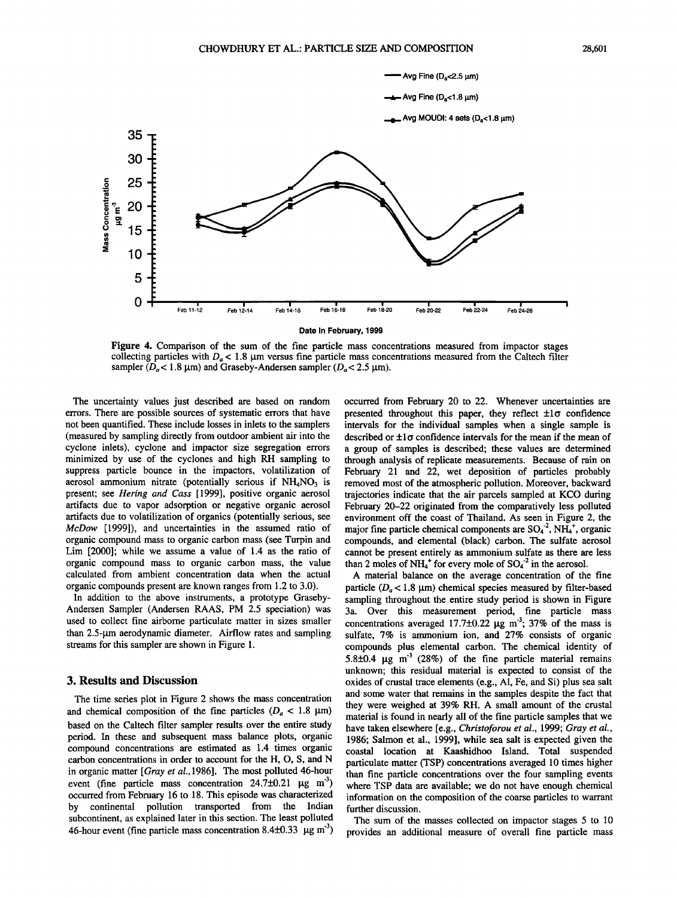**Figure 4.** Comparison of the sum of the fine particle mass concentrations measured from impactor stages collecting particles with $D_a < 1.8$ µm versus fine particle mass concentrations measured from the Caltech filter sampler ($D_a < 1.8$ µm) and Graseby-Andersen sampler ($D_a < 2.5$ µm).

The uncertainty values just described are based on random errors. There are possible sources of systematic errors that have not been quantified. These include losses in inlets to the samplers (measured by sampling directly from outdoor ambient air into the cyclone inlets), cyclone and impactor size segregation errors minimized by use of the cyclones and high RH sampling to suppress particle bounce in the impactors, volatilization of aerosol ammonium nitrate (potentially serious if $NH_4NO_3$ is present; see *Hering and Cass* [1999], positive organic aerosol artifacts due to vapor adsorption or negative organic aerosol artifacts due to volatilization of organics (potentially serious, see *McDow* [1999]), and uncertainties in the assumed ratio of organic compound mass to organic carbon mass (see Turpin and Lim [2000]; while we assume a value of 1.4 as the ratio of organic compound mass to organic carbon mass, the value calculated from ambient concentration data when the actual organic compounds present are known ranges from 1.2 to 3.0).

In addition to the above instruments, a prototype Graseby-Andersen Sampler (Andersen RAAS, PM 2.5 speciation) was used to collect fine airborne particulate matter in sizes smaller than 2.5-µm aerodynamic diameter. Airflow rates and sampling streams for this sampler are shown in Figure 1.

## 3. Results and Discussion

The time series plot in Figure 2 shows the mass concentration and chemical composition of the fine particles ($D_a < 1.8$ µm) based on the Caltech filter sampler results over the entire study period. In these and subsequent mass balance plots, organic compound concentrations are estimated as 1.4 times organic carbon concentrations in order to account for the H, O, S, and N in organic matter [*Gray et al.*, 1986]. The most polluted 46-hour event (fine particle mass concentration 24.7±0.21 µg m$^{-3}$) occurred from February 16 to 18. This episode was characterized by continental pollution transported from the Indian subcontinent, as explained later in this section. The least polluted 46-hour event (fine particle mass concentration 8.4±0.33 µg m$^{-3}$) occurred from February 20 to 22. Whenever uncertainties are presented throughout this paper, they reflect ±1σ confidence intervals for the individual samples when a single sample is described or ±1σ confidence intervals for the mean if the mean of a group of samples is described; these values are determined through analysis of replicate measurements. Because of rain on February 21 and 22, wet deposition of particles probably removed most of the atmospheric pollution. Moreover, backward trajectories indicate that the air parcels sampled at KCO during February 20–22 originated from the comparatively less polluted environment off the coast of Thailand. As seen in Figure 2, the major fine particle chemical components are $SO_4^{-2}$, $NH_4^+$, organic compounds, and elemental (black) carbon. The sulfate aerosol cannot be present entirely as ammonium sulfate as there are less than 2 moles of $NH_4^+$ for every mole of $SO_4^{-2}$ in the aerosol.

A material balance on the average concentration of the fine particle ($D_a < 1.8$ µm) chemical species measured by filter-based sampling throughout the entire study period is shown in Figure 3a. Over this measurement period, fine particle mass concentrations averaged 17.7±0.22 µg m$^{-3}$; 37% of the mass is sulfate, 7% is ammonium ion, and 27% consists of organic compounds plus elemental carbon. The chemical identity of 5.8±0.4 µg m$^{-3}$ (28%) of the fine particle material remains unknown; this residual material is expected to consist of the oxides of crustal trace elements (e.g., Al, Fe, and Si) plus sea salt and some water that remains in the samples despite the fact that they were weighed at 39% RH. A small amount of the crustal material is found in nearly all of the fine particle samples that we have taken elsewhere [e.g., *Christoforou et al.*, 1999; *Gray et al.*, 1986; Salmon et al., 1999], while sea salt is expected given the coastal location at Kaashidhoo Island. Total suspended particulate matter (TSP) concentrations averaged 10 times higher than fine particle concentrations over the four sampling events where TSP data are available; we do not have enough chemical information on the composition of the coarse particles to warrant further discussion.

The sum of the masses collected on impactor stages 5 to 10 provides an additional measure of overall fine particle mass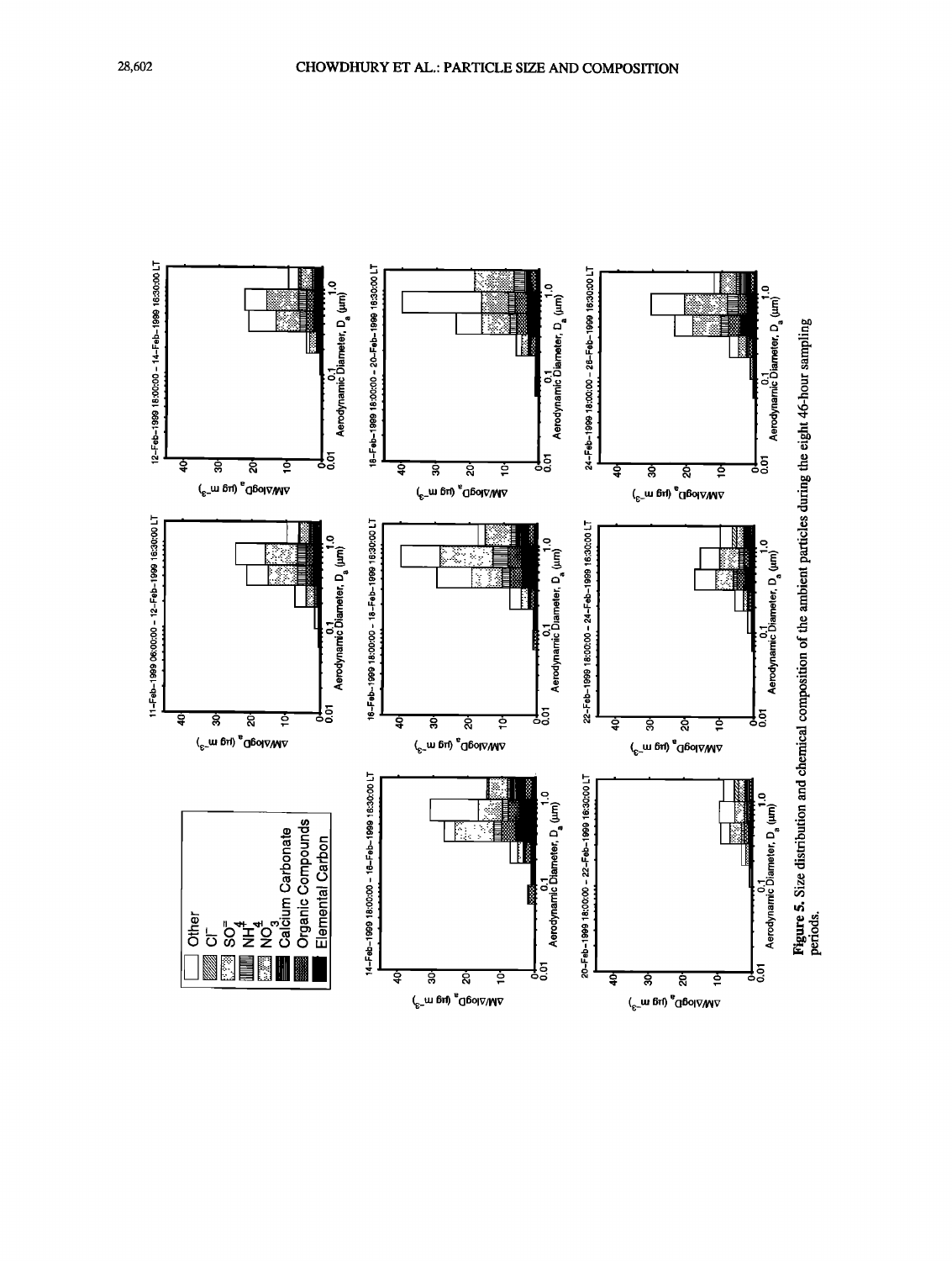Other

$Cl^-$

$SO_4^=$

$NH_4^+$

$NO_3^-$

Calcium Carbonate

Organic Compounds

Elemental Carbon

**Figure 5.** Size distribution and chemical composition of the ambient particles during the eight 46-hour sampling periods.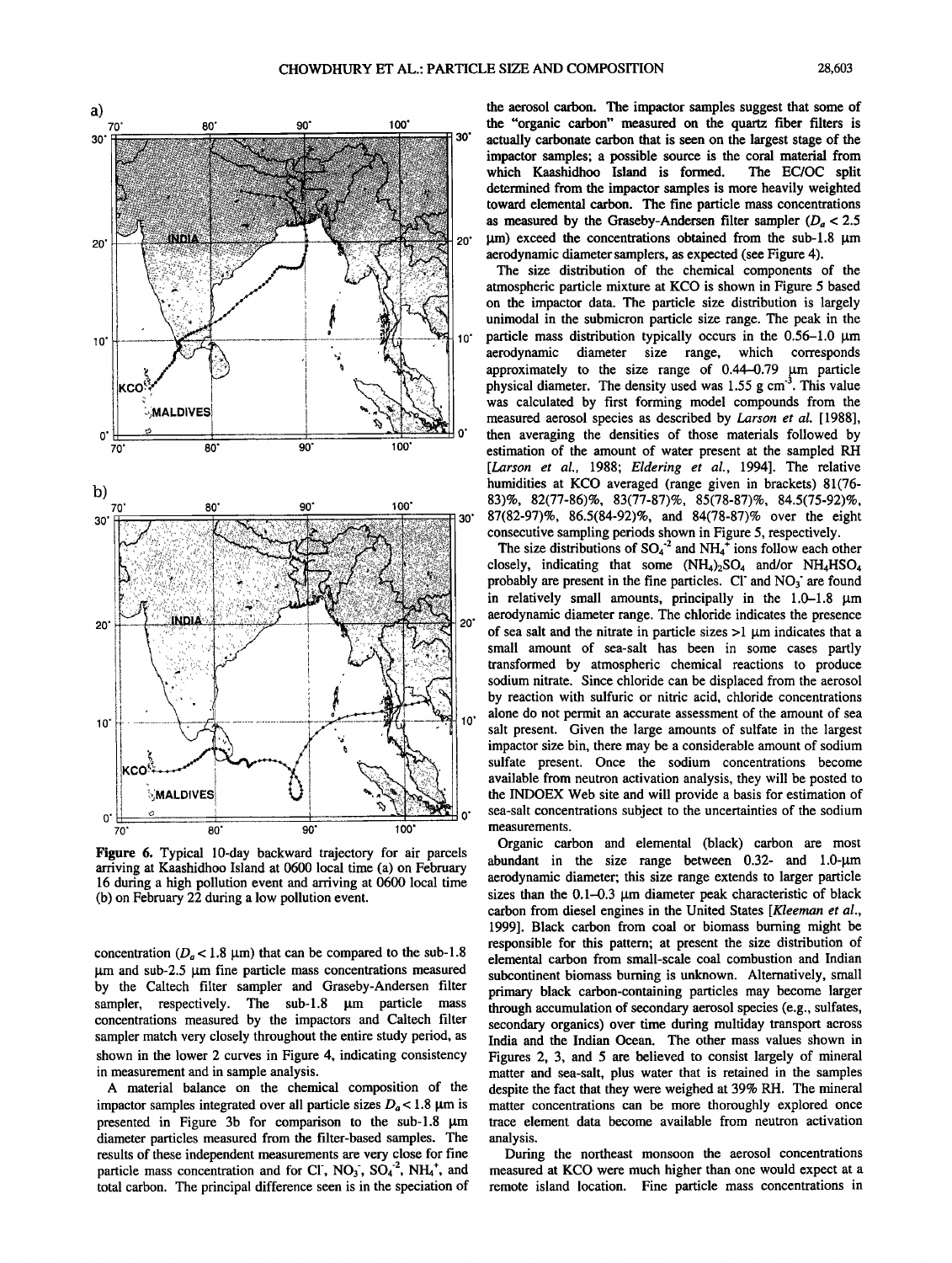**Figure 6.** Typical 10-day backward trajectory for air parcels arriving at Kaashidhoo Island at 0600 local time (a) on February 16 during a high pollution event and arriving at 0600 local time (b) on February 22 during a low pollution event.

concentration ($D_a < 1.8$ μm) that can be compared to the sub-1.8 μm and sub-2.5 μm fine particle mass concentrations measured by the Caltech filter sampler and Graseby-Andersen filter sampler, respectively. The sub-1.8 μm particle mass concentrations measured by the impactors and Caltech filter sampler match very closely throughout the entire study period, as shown in the lower 2 curves in Figure 4, indicating consistency in measurement and in sample analysis.

A material balance on the chemical composition of the impactor samples integrated over all particle sizes $D_a < 1.8$ μm is presented in Figure 3b for comparison to the sub-1.8 μm diameter particles measured from the filter-based samples. The results of these independent measurements are very close for fine particle mass concentration and for $Cl^-$, $NO_3^-$, $SO_4^{-2}$, $NH_4^+$, and total carbon. The principal difference seen is in the speciation of the aerosol carbon. The impactor samples suggest that some of the "organic carbon" measured on the quartz fiber filters is actually carbonate carbon that is seen on the largest stage of the impactor samples; a possible source is the coral material from which Kaashidhoo Island is formed. The EC/OC split determined from the impactor samples is more heavily weighted toward elemental carbon. The fine particle mass concentrations as measured by the Graseby-Andersen filter sampler ($D_a < 2.5$ μm) exceed the concentrations obtained from the sub-1.8 μm aerodynamic diameter samplers, as expected (see Figure 4).

The size distribution of the chemical components of the atmospheric particle mixture at KCO is shown in Figure 5 based on the impactor data. The particle size distribution is largely unimodal in the submicron particle size range. The peak in the particle mass distribution typically occurs in the 0.56–1.0 μm aerodynamic diameter size range, which corresponds approximately to the size range of 0.44–0.79 μm particle physical diameter. The density used was 1.55 g $cm^{-3}$. This value was calculated by first forming model compounds from the measured aerosol species as described by *Larson et al.* [1988], then averaging the densities of those materials followed by estimation of the amount of water present at the sampled RH [*Larson et al.*, 1988; *Eldering et al.*, 1994]. The relative humidities at KCO averaged (range given in brackets) 81(76-83)%, 82(77-86)%, 83(77-87)%, 85(78-87)%, 84.5(75-92)%, 87(82-97)%, 86.5(84-92)%, and 84(78-87)% over the eight consecutive sampling periods shown in Figure 5, respectively.

The size distributions of $SO_4^{-2}$ and $NH_4^+$ ions follow each other closely, indicating that some $(NH_4)_2SO_4$ and/or $NH_4HSO_4$ probably are present in the fine particles. $Cl^-$ and $NO_3^-$ are found in relatively small amounts, principally in the 1.0–1.8 μm aerodynamic diameter range. The chloride indicates the presence of sea salt and the nitrate in particle sizes >1 μm indicates that a small amount of sea-salt has been in some cases partly transformed by atmospheric chemical reactions to produce sodium nitrate. Since chloride can be displaced from the aerosol by reaction with sulfuric or nitric acid, chloride concentrations alone do not permit an accurate assessment of the amount of sea salt present. Given the large amounts of sulfate in the largest impactor size bin, there may be a considerable amount of sodium sulfate present. Once the sodium concentrations become available from neutron activation analysis, they will be posted to the INDOEX Web site and will provide a basis for estimation of sea-salt concentrations subject to the uncertainties of the sodium measurements.

Organic carbon and elemental (black) carbon are most abundant in the size range between 0.32- and 1.0-μm aerodynamic diameter; this size range extends to larger particle sizes than the 0.1–0.3 μm diameter peak characteristic of black carbon from diesel engines in the United States [*Kleeman et al.*, 1999]. Black carbon from coal or biomass burning might be responsible for this pattern; at present the size distribution of elemental carbon from small-scale coal combustion and Indian subcontinent biomass burning is unknown. Alternatively, small primary black carbon-containing particles may become larger through accumulation of secondary aerosol species (e.g., sulfates, secondary organics) over time during multiday transport across India and the Indian Ocean. The other mass values shown in Figures 2, 3, and 5 are believed to consist largely of mineral matter and sea-salt, plus water that is retained in the samples despite the fact that they were weighed at 39% RH. The mineral matter concentrations can be more thoroughly explored once trace element data become available from neutron activation analysis.

During the northeast monsoon the aerosol concentrations measured at KCO were much higher than one would expect at a remote island location. Fine particle mass concentrations in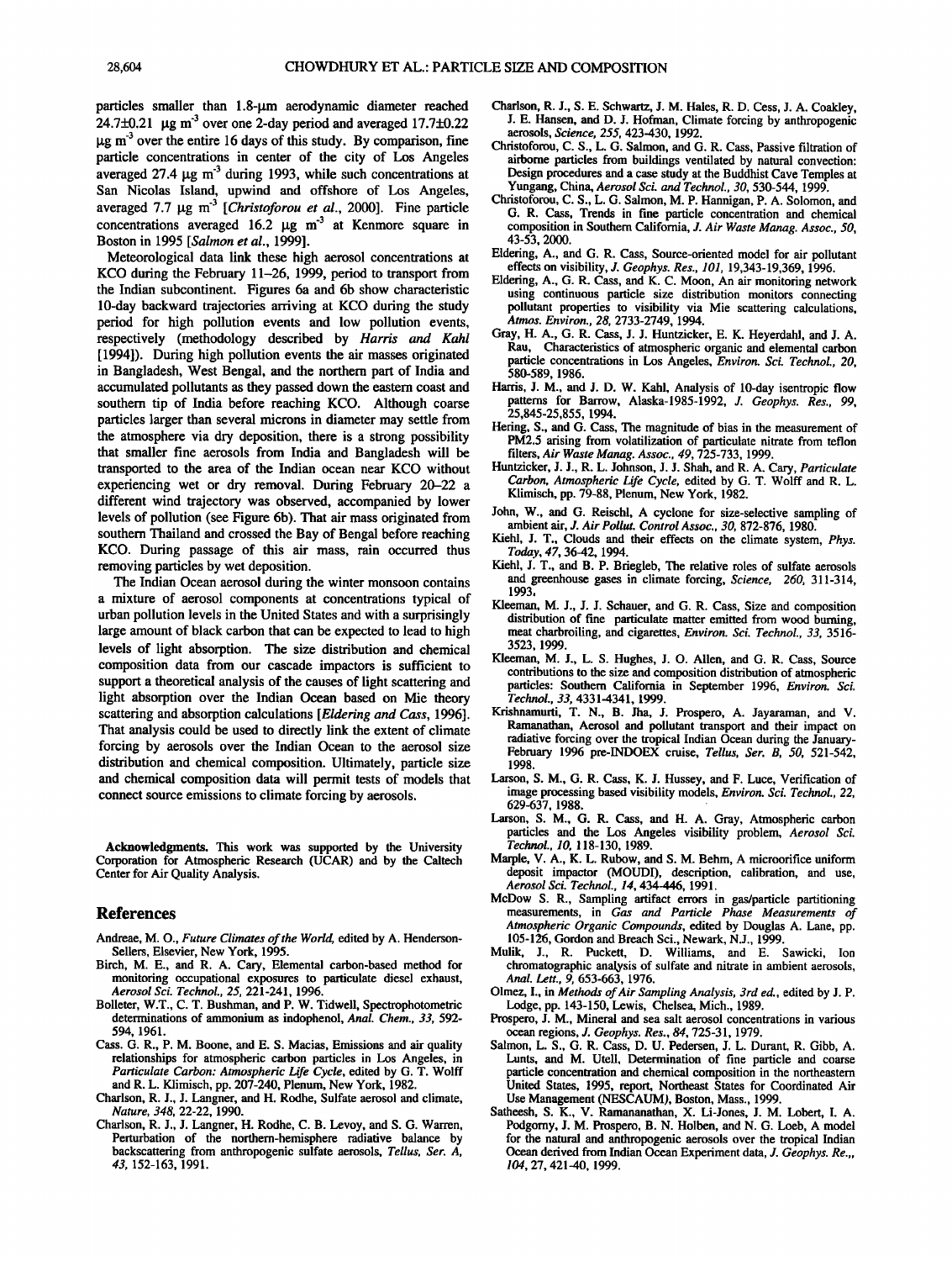particles smaller than 1.8-μm aerodynamic diameter reached 24.7±0.21 μg m$^{-3}$ over one 2-day period and averaged 17.7±0.22 μg m$^{-3}$ over the entire 16 days of this study. By comparison, fine particle concentrations in center of the city of Los Angeles averaged 27.4 μg m$^{-3}$ during 1993, while such concentrations at San Nicolas Island, upwind and offshore of Los Angeles, averaged 7.7 μg m$^{-3}$ [*Christoforou et al.*, 2000]. Fine particle concentrations averaged 16.2 μg m$^{-3}$ at Kenmore square in Boston in 1995 [*Salmon et al.*, 1999].

Meteorological data link these high aerosol concentrations at KCO during the February 11–26, 1999, period to transport from the Indian subcontinent. Figures 6a and 6b show characteristic 10-day backward trajectories arriving at KCO during the study period for high pollution events and low pollution events, respectively (methodology described by *Harris and Kahl* [1994]). During high pollution events the air masses originated in Bangladesh, West Bengal, and the northern part of India and accumulated pollutants as they passed down the eastern coast and southern tip of India before reaching KCO. Although coarse particles larger than several microns in diameter may settle from the atmosphere via dry deposition, there is a strong possibility that smaller fine aerosols from India and Bangladesh will be transported to the area of the Indian ocean near KCO without experiencing wet or dry removal. During February 20–22 a different wind trajectory was observed, accompanied by lower levels of pollution (see Figure 6b). That air mass originated from southern Thailand and crossed the Bay of Bengal before reaching KCO. During passage of this air mass, rain occurred thus removing particles by wet deposition.

The Indian Ocean aerosol during the winter monsoon contains a mixture of aerosol components at concentrations typical of urban pollution levels in the United States and with a surprisingly large amount of black carbon that can be expected to lead to high levels of light absorption. The size distribution and chemical composition data from our cascade impactors is sufficient to support a theoretical analysis of the causes of light scattering and light absorption over the Indian Ocean based on Mie theory scattering and absorption calculations [*Eldering and Cass*, 1996]. That analysis could be used to directly link the extent of climate forcing by aerosols over the Indian Ocean to the aerosol size distribution and chemical composition. Ultimately, particle size and chemical composition data will permit tests of models that connect source emissions to climate forcing by aerosols.

**Acknowledgments.** This work was supported by the University Corporation for Atmospheric Research (UCAR) and by the Caltech Center for Air Quality Analysis.

## References

Andreae, M. O., *Future Climates of the World*, edited by A. Henderson-Sellers, Elsevier, New York, 1995.

Birch, M. E., and R. A. Cary, Elemental carbon-based method for monitoring occupational exposures to particulate diesel exhaust, *Aerosol Sci. Technol., 25*, 221-241, 1996.

Bolleter, W.T., C. T. Bushman, and P. W. Tidwell, Spectrophotometric determinations of ammonium as indophenol, *Anal. Chem., 33*, 592-594, 1961.

Cass. G. R., P. M. Boone, and E. S. Macias, Emissions and air quality relationships for atmospheric carbon particles in Los Angeles, in *Particulate Carbon: Atmospheric Life Cycle*, edited by G. T. Wolff and R. L. Klimisch, pp. 207-240, Plenum, New York, 1982.

Charlson, R. J., J. Langner, and H. Rodhe, Sulfate aerosol and climate, *Nature, 348*, 22-22, 1990.

Charlson, R. J., J. Langner, H. Rodhe, C. B. Levoy, and S. G. Warren, Perturbation of the northern-hemisphere radiative balance by backscattering from anthropogenic sulfate aerosols, *Tellus, Ser. A, 43*, 152-163, 1991.

Charlson, R. J., S. E. Schwartz, J. M. Hales, R. D. Cess, J. A. Coakley, J. E. Hansen, and D. J. Hofman, Climate forcing by anthropogenic aerosols, *Science, 255*, 423-430, 1992.

Christoforou, C. S., L. G. Salmon, and G. R. Cass, Passive filtration of airborne particles from buildings ventilated by natural convection: Design procedures and a case study at the Buddhist Cave Temples at Yungang, China, *Aerosol Sci. and Technol., 30*, 530-544, 1999.

Christoforou, C. S., L. G. Salmon, M. P. Hannigan, P. A. Solomon, and G. R. Cass, Trends in fine particle concentration and chemical composition in Southern California, *J. Air Waste Manag. Assoc., 50*, 43-53, 2000.

Eldering, A., and G. R. Cass, Source-oriented model for air pollutant effects on visibility, *J. Geophys. Res., 101*, 19,343-19,369, 1996.

Eldering, A., G. R. Cass, and K. C. Moon, An air monitoring network using continuous particle size distribution monitors connecting pollutant properties to visibility via Mie scattering calculations, *Atmos. Environ., 28*, 2733-2749, 1994.

Gray, H. A., G. R. Cass, J. J. Huntzicker, E. K. Heyerdahl, and J. A. Rau, Characteristics of atmospheric organic and elemental carbon particle concentrations in Los Angeles, *Environ. Sci. Technol., 20*, 580-589, 1986.

Harris, J. M., and J. D. W. Kahl, Analysis of 10-day isentropic flow patterns for Barrow, Alaska-1985-1992, *J. Geophys. Res., 99*, 25,845-25,855, 1994.

Hering, S., and G. Cass, The magnitude of bias in the measurement of PM2.5 arising from volatilization of particulate nitrate from teflon filters, *Air Waste Manag. Assoc., 49*, 725-733, 1999.

Huntzicker, J. J., R. L. Johnson, J. J. Shah, and R. A. Cary, *Particulate Carbon, Atmospheric Life Cycle*, edited by G. T. Wolff and R. L. Klimisch, pp. 79-88, Plenum, New York, 1982.

John, W., and G. Reischl, A cyclone for size-selective sampling of ambient air, *J. Air Pollut. Control Assoc., 30*, 872-876, 1980.

Kiehl, J. T., Clouds and their effects on the climate system, *Phys. Today, 47*, 36-42, 1994.

Kiehl, J. T., and B. P. Briegleb, The relative roles of sulfate aerosols and greenhouse gases in climate forcing, *Science, 260*, 311-314, 1993.

Kleeman, M. J., J. J. Schauer, and G. R. Cass, Size and composition distribution of fine particulate matter emitted from wood burning, meat charbroiling, and cigarettes, *Environ. Sci. Technol., 33*, 3516-3523, 1999.

Kleeman, M. J., L. S. Hughes, J. O. Allen, and G. R. Cass, Source contributions to the size and composition distribution of atmospheric particles: Southern California in September 1996, *Environ. Sci. Technol., 33*, 4331-4341, 1999.

Krishnamurti, T. N., B. Jha, J. Prospero, A. Jayaraman, and V. Ramanathan, Aerosol and pollutant transport and their impact on radiative forcing over the tropical Indian Ocean during the January-February 1996 pre-INDOEX cruise, *Tellus, Ser. B, 50*, 521-542, 1998.

Larson, S. M., G. R. Cass, K. J. Hussey, and F. Luce, Verification of image processing based visibility models, *Environ. Sci. Technol., 22*, 629-637, 1988.

Larson, S. M., G. R. Cass, and H. A. Gray, Atmospheric carbon particles and the Los Angeles visibility problem, *Aerosol Sci. Technol., 10*, 118-130, 1989.

Marple, V. A., K. L. Rubow, and S. M. Behm, A microorifice uniform deposit impactor (MOUDI), description, calibration, and use, *Aerosol Sci. Technol., 14*, 434-446, 1991.

McDow S. R., Sampling artifact errors in gas/particle partitioning measurements, in *Gas and Particle Phase Measurements of Atmospheric Organic Compounds*, edited by Douglas A. Lane, pp. 105-126, Gordon and Breach Sci., Newark, N.J., 1999.

Mulik, J., R. Puckett, D. Williams, and E. Sawicki, Ion chromatographic analysis of sulfate and nitrate in ambient aerosols, *Anal. Lett., 9*, 653-663, 1976.

Olmez, I., in *Methods of Air Sampling Analysis, 3rd ed.*, edited by J. P. Lodge, pp. 143-150, Lewis, Chelsea, Mich., 1989.

Prospero, J. M., Mineral and sea salt aerosol concentrations in various ocean regions, *J. Geophys. Res., 84*, 725-31, 1979.

Salmon, L. S., G. R. Cass, D. U. Pedersen, J. L. Durant, R. Gibb, A. Lunts, and M. Utell, Determination of fine particle and coarse particle concentration and chemical composition in the northeastern United States, 1995, report, Northeast States for Coordinated Air Use Management (NESCAUM), Boston, Mass., 1999.

Satheesh, S. K., V. Ramananathan, X. Li-Jones, J. M. Lobert, I. A. Podgorny, J. M. Prospero, B. N. Holben, and N. G. Loeb, A model for the natural and anthropogenic aerosols over the tropical Indian Ocean derived from Indian Ocean Experiment data, *J. Geophys. Re.,, 104*, 27, 421-40, 1999.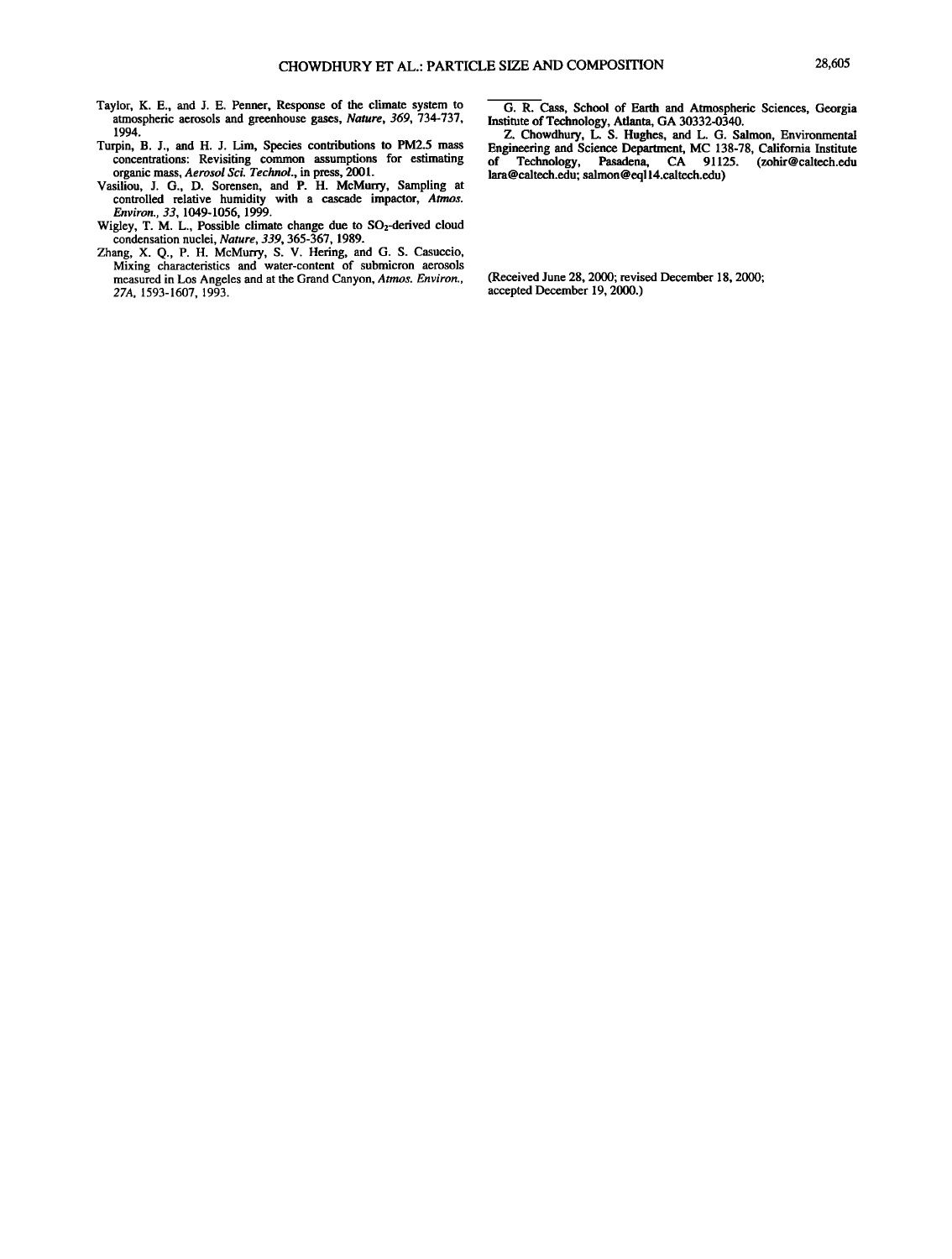Taylor, K. E., and J. E. Penner, Response of the climate system to atmospheric aerosols and greenhouse gases, *Nature*, *369*, 734-737, 1994.

Turpin, B. J., and H. J. Lim, Species contributions to PM2.5 mass concentrations: Revisiting common assumptions for estimating organic mass, *Aerosol Sci. Technol.*, in press, 2001.

Vasiliou, J. G., D. Sorensen, and P. H. McMurry, Sampling at controlled relative humidity with a cascade impactor, *Atmos. Environ.*, *33*, 1049-1056, 1999.

Wigley, T. M. L., Possible climate change due to $SO_2$-derived cloud condensation nuclei, *Nature*, *339*, 365-367, 1989.

Zhang, X. Q., P. H. McMurry, S. V. Hering, and G. S. Casuccio, Mixing characteristics and water-content of submicron aerosols measured in Los Angeles and at the Grand Canyon, *Atmos. Environ.*, *27A*, 1593-1607, 1993.

G. R. Cass, School of Earth and Atmospheric Sciences, Georgia Institute of Technology, Atlanta, GA 30332-0340.

Z. Chowdhury, L. S. Hughes, and L. G. Salmon, Environmental Engineering and Science Department, MC 138-78, California Institute of Technology, Pasadena, CA 91125. (zohir@caltech.edu lara@caltech.edu; salmon@eql14.caltech.edu)

(Received June 28, 2000; revised December 18, 2000; accepted December 19, 2000.)